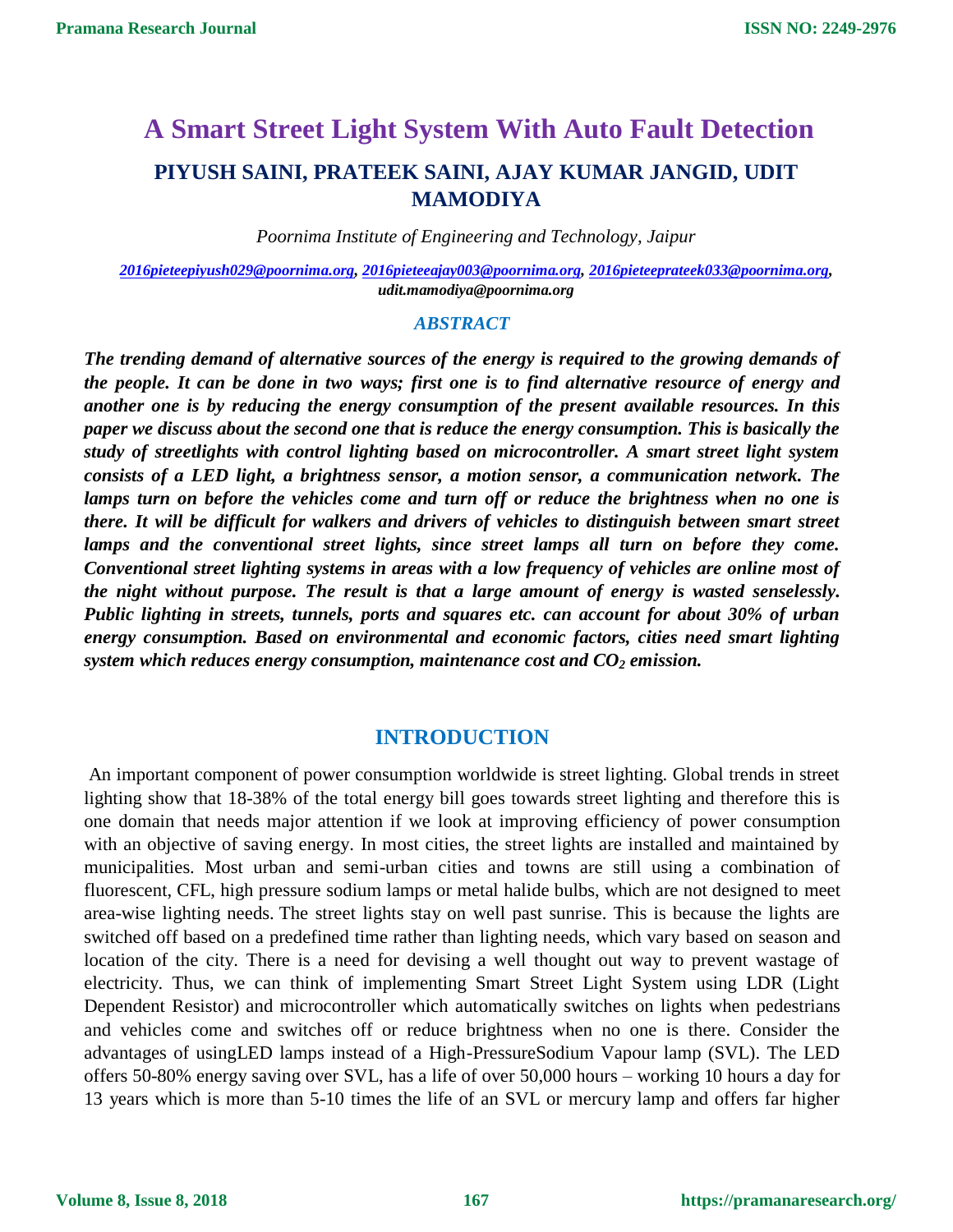# A Smart Street Light System With Auto Fault Detection

## PIYUSH SAINI, PRATEEK SAINI, AJAY KUMAR JANGID, UDIT MAMODIYA

*Poornima Institute of Engineering and Technology, Jaipur*

*2016pieteepiyush029@poornima.org, 2016pieteeajay003@poornima.org, 2016pieteeprateek033@poornima.org, udit.mamodiya@poornima.org*

## ABSTRACT

***The trending demand of alternative sources of the energy is required to the growing demands of the people. It can be done in two ways; first one is to find alternative resource of energy and another one is by reducing the energy consumption of the present available resources. In this paper we discuss about the second one that is reduce the energy consumption. This is basically the study of streetlights with control lighting based on microcontroller. A smart street light system consists of a LED light, a brightness sensor, a motion sensor, a communication network. The lamps turn on before the vehicles come and turn off or reduce the brightness when no one is there. It will be difficult for walkers and drivers of vehicles to distinguish between smart street lamps and the conventional street lights, since street lamps all turn on before they come. Conventional street lighting systems in areas with a low frequency of vehicles are online most of the night without purpose. The result is that a large amount of energy is wasted senselessly. Public lighting in streets, tunnels, ports and squares etc. can account for about 30% of urban energy consumption. Based on environmental and economic factors, cities need smart lighting system which reduces energy consumption, maintenance cost and $CO_2$ emission.***

## INTRODUCTION

An important component of power consumption worldwide is street lighting. Global trends in street lighting show that 18-38% of the total energy bill goes towards street lighting and therefore this is one domain that needs major attention if we look at improving efficiency of power consumption with an objective of saving energy. In most cities, the street lights are installed and maintained by municipalities. Most urban and semi-urban cities and towns are still using a combination of fluorescent, CFL, high pressure sodium lamps or metal halide bulbs, which are not designed to meet area-wise lighting needs. The street lights stay on well past sunrise. This is because the lights are switched off based on a predefined time rather than lighting needs, which vary based on season and location of the city. There is a need for devising a well thought out way to prevent wastage of electricity. Thus, we can think of implementing Smart Street Light System using LDR (Light Dependent Resistor) and microcontroller which automatically switches on lights when pedestrians and vehicles come and switches off or reduce brightness when no one is there. Consider the advantages of usingLED lamps instead of a High-PressureSodium Vapour lamp (SVL). The LED offers 50-80% energy saving over SVL, has a life of over 50,000 hours – working 10 hours a day for 13 years which is more than 5-10 times the life of an SVL or mercury lamp and offers far higher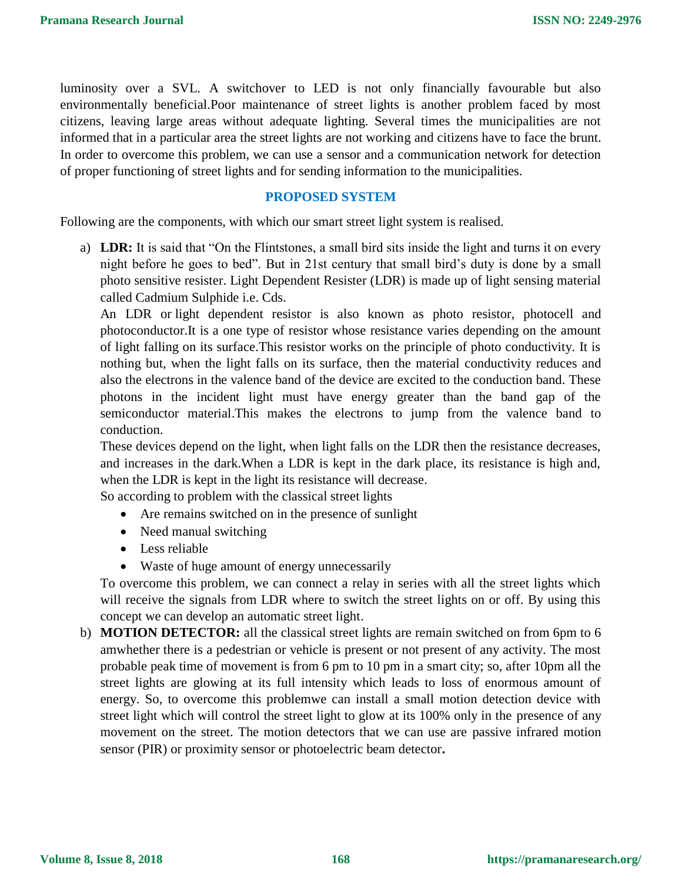luminosity over a SVL. A switchover to LED is not only financially favourable but also environmentally beneficial.Poor maintenance of street lights is another problem faced by most citizens, leaving large areas without adequate lighting. Several times the municipalities are not informed that in a particular area the street lights are not working and citizens have to face the brunt. In order to overcome this problem, we can use a sensor and a communication network for detection of proper functioning of street lights and for sending information to the municipalities.

## PROPOSED SYSTEM

Following are the components, with which our smart street light system is realised.

a) **LDR:** It is said that "On the Flintstones, a small bird sits inside the light and turns it on every night before he goes to bed". But in 21st century that small bird's duty is done by a small photo sensitive resister. Light Dependent Resister (LDR) is made up of light sensing material called Cadmium Sulphide i.e. Cds.

   An LDR or light dependent resistor is also known as photo resistor, photocell and photoconductor.It is a one type of resistor whose resistance varies depending on the amount of light falling on its surface.This resistor works on the principle of photo conductivity. It is nothing but, when the light falls on its surface, then the material conductivity reduces and also the electrons in the valence band of the device are excited to the conduction band. These photons in the incident light must have energy greater than the band gap of the semiconductor material.This makes the electrons to jump from the valence band to conduction.

   These devices depend on the light, when light falls on the LDR then the resistance decreases, and increases in the dark.When a LDR is kept in the dark place, its resistance is high and, when the LDR is kept in the light its resistance will decrease.

   So according to problem with the classical street lights

   - Are remains switched on in the presence of sunlight
   - Need manual switching
   - Less reliable
   - Waste of huge amount of energy unnecessarily

   To overcome this problem, we can connect a relay in series with all the street lights which will receive the signals from LDR where to switch the street lights on or off. By using this concept we can develop an automatic street light.

b) **MOTION DETECTOR:** all the classical street lights are remain switched on from 6pm to 6 amwhether there is a pedestrian or vehicle is present or not present of any activity. The most probable peak time of movement is from 6 pm to 10 pm in a smart city; so, after 10pm all the street lights are glowing at its full intensity which leads to loss of enormous amount of energy. So, to overcome this problemwe can install a small motion detection device with street light which will control the street light to glow at its 100% only in the presence of any movement on the street. The motion detectors that we can use are passive infrared motion sensor (PIR) or proximity sensor or photoelectric beam detector**.**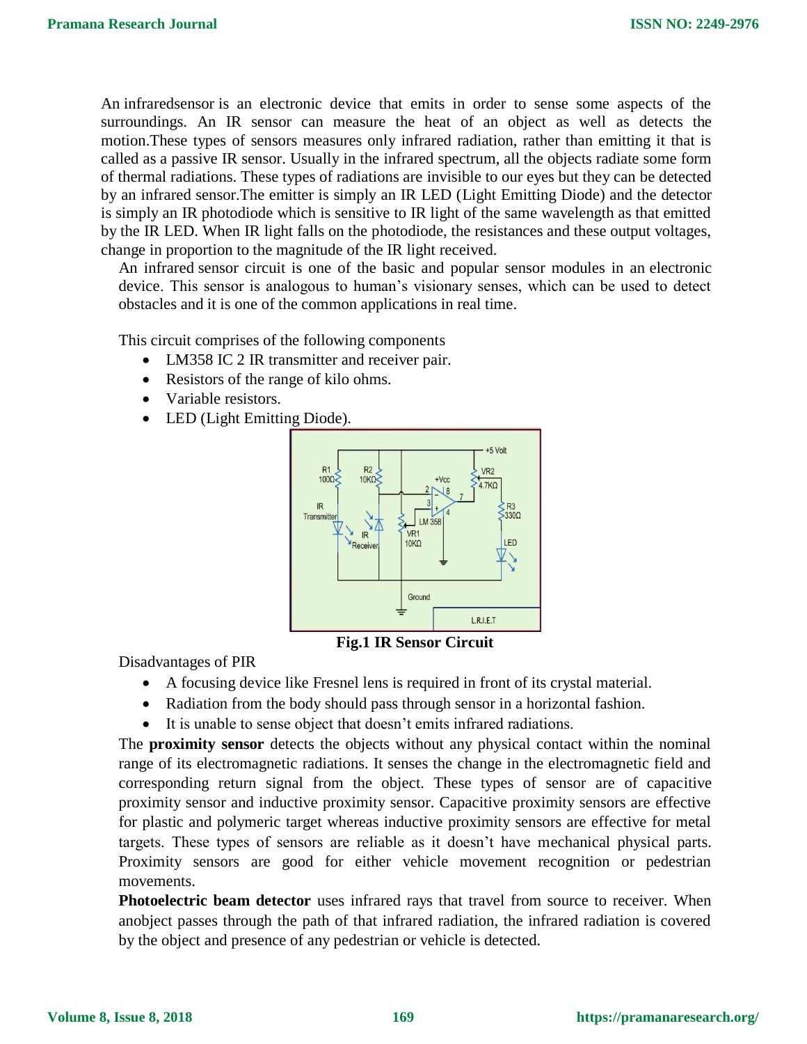An infraredsensor is an electronic device that emits in order to sense some aspects of the surroundings. An IR sensor can measure the heat of an object as well as detects the motion.These types of sensors measures only infrared radiation, rather than emitting it that is called as a passive IR sensor. Usually in the infrared spectrum, all the objects radiate some form of thermal radiations. These types of radiations are invisible to our eyes but they can be detected by an infrared sensor.The emitter is simply an IR LED (Light Emitting Diode) and the detector is simply an IR photodiode which is sensitive to IR light of the same wavelength as that emitted by the IR LED. When IR light falls on the photodiode, the resistances and these output voltages, change in proportion to the magnitude of the IR light received.

An infrared sensor circuit is one of the basic and popular sensor modules in an electronic device. This sensor is analogous to human's visionary senses, which can be used to detect obstacles and it is one of the common applications in real time.

This circuit comprises of the following components

- LM358 IC 2 IR transmitter and receiver pair.
- Resistors of the range of kilo ohms.
- Variable resistors.
- LED (Light Emitting Diode).

**Fig.1 IR Sensor Circuit**

Disadvantages of PIR

- A focusing device like Fresnel lens is required in front of its crystal material.
- Radiation from the body should pass through sensor in a horizontal fashion.
- It is unable to sense object that doesn't emits infrared radiations.

The **proximity sensor** detects the objects without any physical contact within the nominal range of its electromagnetic radiations. It senses the change in the electromagnetic field and corresponding return signal from the object. These types of sensor are of capacitive proximity sensor and inductive proximity sensor. Capacitive proximity sensors are effective for plastic and polymeric target whereas inductive proximity sensors are effective for metal targets. These types of sensors are reliable as it doesn't have mechanical physical parts. Proximity sensors are good for either vehicle movement recognition or pedestrian movements.

**Photoelectric beam detector** uses infrared rays that travel from source to receiver. When anobject passes through the path of that infrared radiation, the infrared radiation is covered by the object and presence of any pedestrian or vehicle is detected.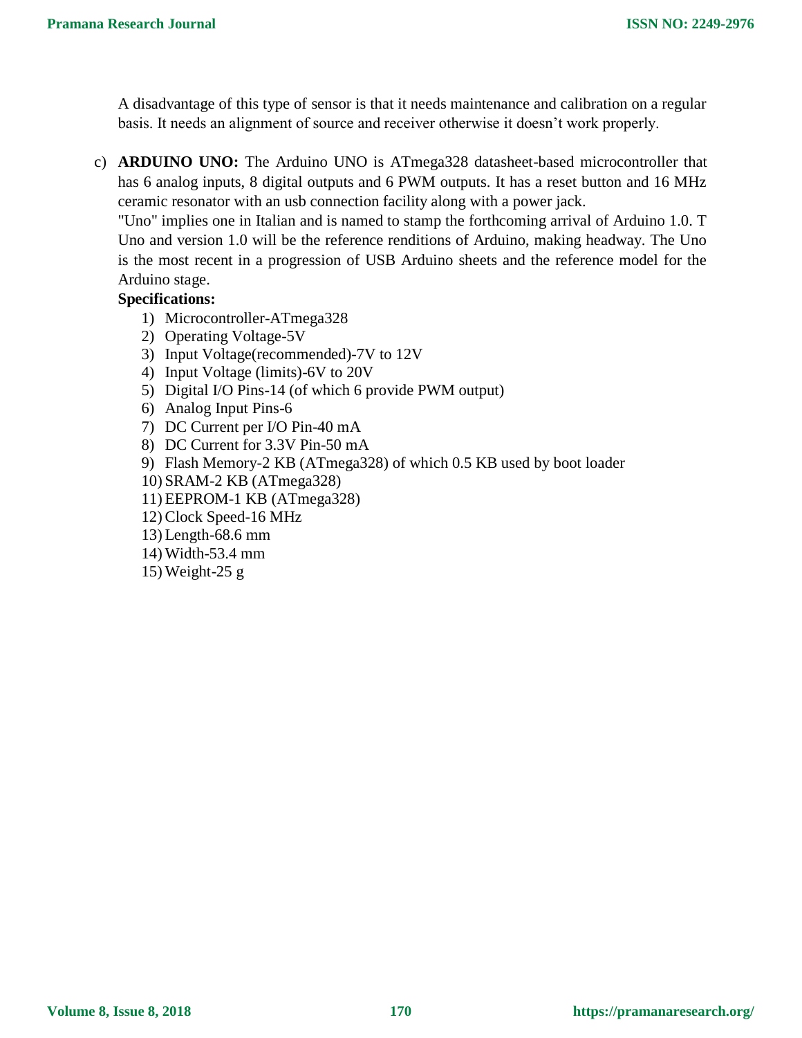A disadvantage of this type of sensor is that it needs maintenance and calibration on a regular basis. It needs an alignment of source and receiver otherwise it doesn't work properly.

c) **ARDUINO UNO:** The Arduino UNO is ATmega328 datasheet-based microcontroller that has 6 analog inputs, 8 digital outputs and 6 PWM outputs. It has a reset button and 16 MHz ceramic resonator with an usb connection facility along with a power jack.

"Uno" implies one in Italian and is named to stamp the forthcoming arrival of Arduino 1.0. T Uno and version 1.0 will be the reference renditions of Arduino, making headway. The Uno is the most recent in a progression of USB Arduino sheets and the reference model for the Arduino stage.

**Specifications:**

1) Microcontroller-ATmega328
2) Operating Voltage-5V
3) Input Voltage(recommended)-7V to 12V
4) Input Voltage (limits)-6V to 20V
5) Digital I/O Pins-14 (of which 6 provide PWM output)
6) Analog Input Pins-6
7) DC Current per I/O Pin-40 mA
8) DC Current for 3.3V Pin-50 mA
9) Flash Memory-2 KB (ATmega328) of which 0.5 KB used by boot loader
10) SRAM-2 KB (ATmega328)
11) EEPROM-1 KB (ATmega328)
12) Clock Speed-16 MHz
13) Length-68.6 mm
14) Width-53.4 mm
15) Weight-25 g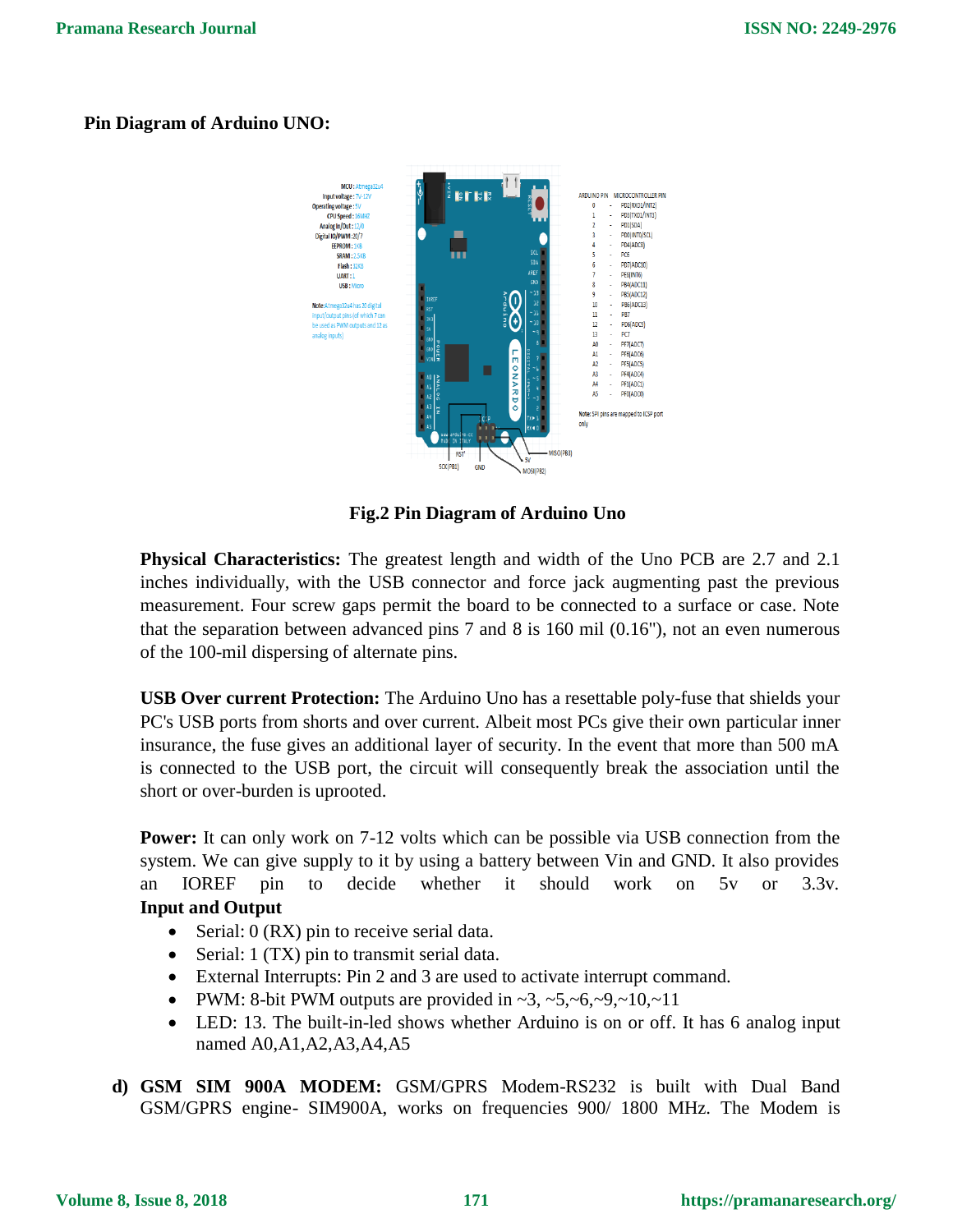**Pin Diagram of Arduino UNO:**

Fig.2 Pin Diagram of Arduino Uno

**Physical Characteristics:** The greatest length and width of the Uno PCB are 2.7 and 2.1 inches individually, with the USB connector and force jack augmenting past the previous measurement. Four screw gaps permit the board to be connected to a surface or case. Note that the separation between advanced pins 7 and 8 is 160 mil (0.16"), not an even numerous of the 100-mil dispersing of alternate pins.

**USB Over current Protection:** The Arduino Uno has a resettable poly-fuse that shields your PC's USB ports from shorts and over current. Albeit most PCs give their own particular inner insurance, the fuse gives an additional layer of security. In the event that more than 500 mA is connected to the USB port, the circuit will consequently break the association until the short or over-burden is uprooted.

**Power:** It can only work on 7-12 volts which can be possible via USB connection from the system. We can give supply to it by using a battery between Vin and GND. It also provides an IOREF pin to decide whether it should work on 5v or 3.3v.

**Input and Output**

- Serial: 0 (RX) pin to receive serial data.
- Serial: 1 (TX) pin to transmit serial data.
- External Interrupts: Pin 2 and 3 are used to activate interrupt command.
- PWM: 8-bit PWM outputs are provided in ~3, ~5,~6,~9,~10,~11
- LED: 13. The built-in-led shows whether Arduino is on or off. It has 6 analog input named A0,A1,A2,A3,A4,A5

**d) GSM SIM 900A MODEM:** GSM/GPRS Modem-RS232 is built with Dual Band GSM/GPRS engine- SIM900A, works on frequencies 900/ 1800 MHz. The Modem is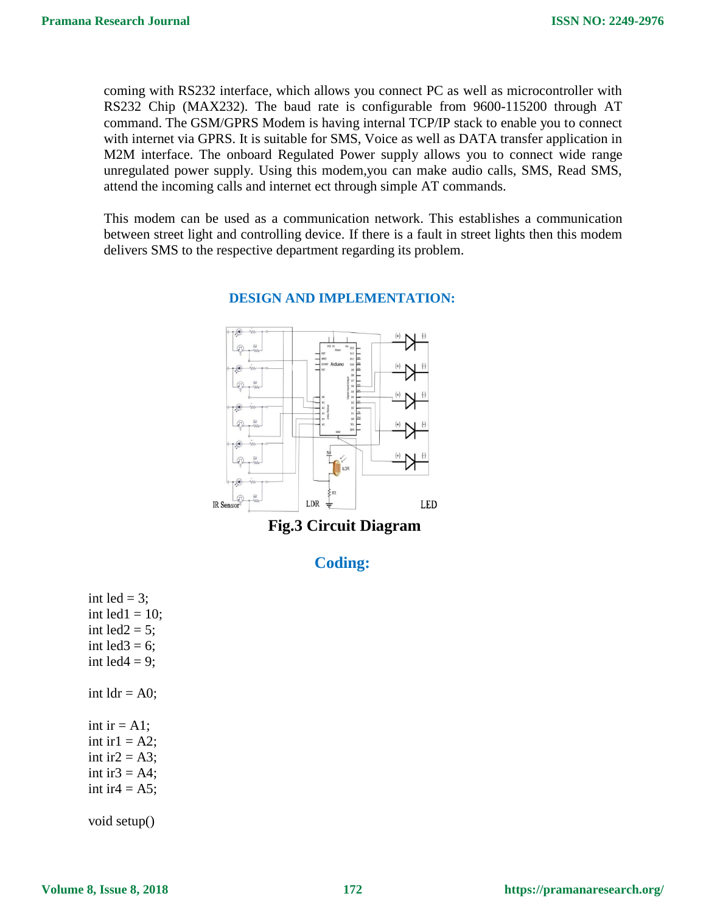coming with RS232 interface, which allows you connect PC as well as microcontroller with RS232 Chip (MAX232). The baud rate is configurable from 9600-115200 through AT command. The GSM/GPRS Modem is having internal TCP/IP stack to enable you to connect with internet via GPRS. It is suitable for SMS, Voice as well as DATA transfer application in M2M interface. The onboard Regulated Power supply allows you to connect wide range unregulated power supply. Using this modem,you can make audio calls, SMS, Read SMS, attend the incoming calls and internet ect through simple AT commands.

This modem can be used as a communication network. This establishes a communication between street light and controlling device. If there is a fault in street lights then this modem delivers SMS to the respective department regarding its problem.

## DESIGN AND IMPLEMENTATION:

**Fig.3 Circuit Diagram**

## Coding:

```
int led = 3;
int led1 = 10;
int led2 = 5;
int led3 = 6;
int led4 = 9;

int ldr = A0;

int ir = A1;
int ir1 = A2;
int ir2 = A3;
int ir3 = A4;
int ir4 = A5;

void setup()
```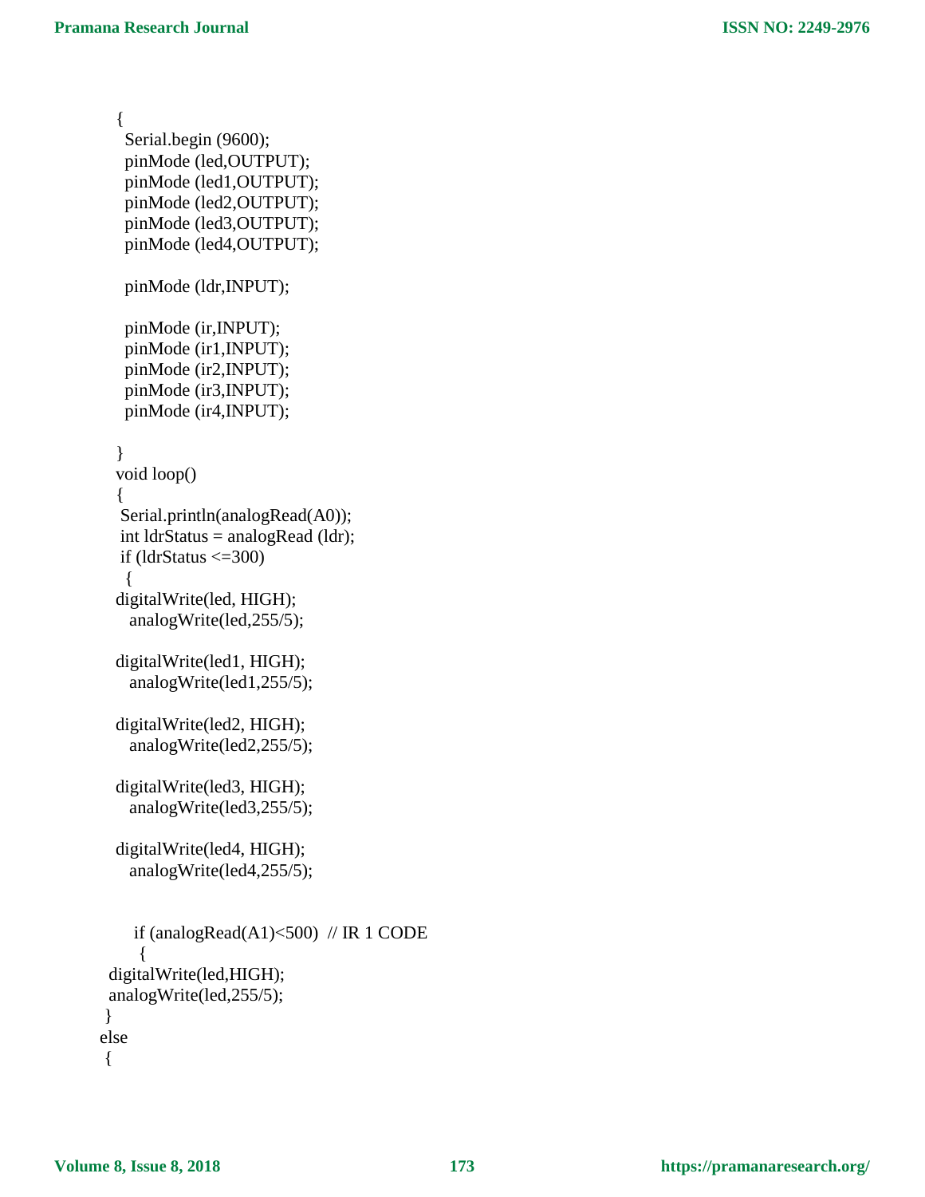```
{
  Serial.begin (9600);
  pinMode (led,OUTPUT);
  pinMode (led1,OUTPUT);
  pinMode (led2,OUTPUT);
  pinMode (led3,OUTPUT);
  pinMode (led4,OUTPUT);

  pinMode (ldr,INPUT);

  pinMode (ir,INPUT);
  pinMode (ir1,INPUT);
  pinMode (ir2,INPUT);
  pinMode (ir3,INPUT);
  pinMode (ir4,INPUT);

}
void loop()
{
 Serial.println(analogRead(A0));
 int ldrStatus = analogRead (ldr);
 if (ldrStatus <=300)
  {
digitalWrite(led, HIGH);
   analogWrite(led,255/5);

digitalWrite(led1, HIGH);
   analogWrite(led1,255/5);

digitalWrite(led2, HIGH);
   analogWrite(led2,255/5);

digitalWrite(led3, HIGH);
   analogWrite(led3,255/5);

digitalWrite(led4, HIGH);
   analogWrite(led4,255/5);


    if (analogRead(A1)<500)  // IR 1 CODE
     {
 digitalWrite(led,HIGH);
 analogWrite(led,255/5);
 }
else
 {
```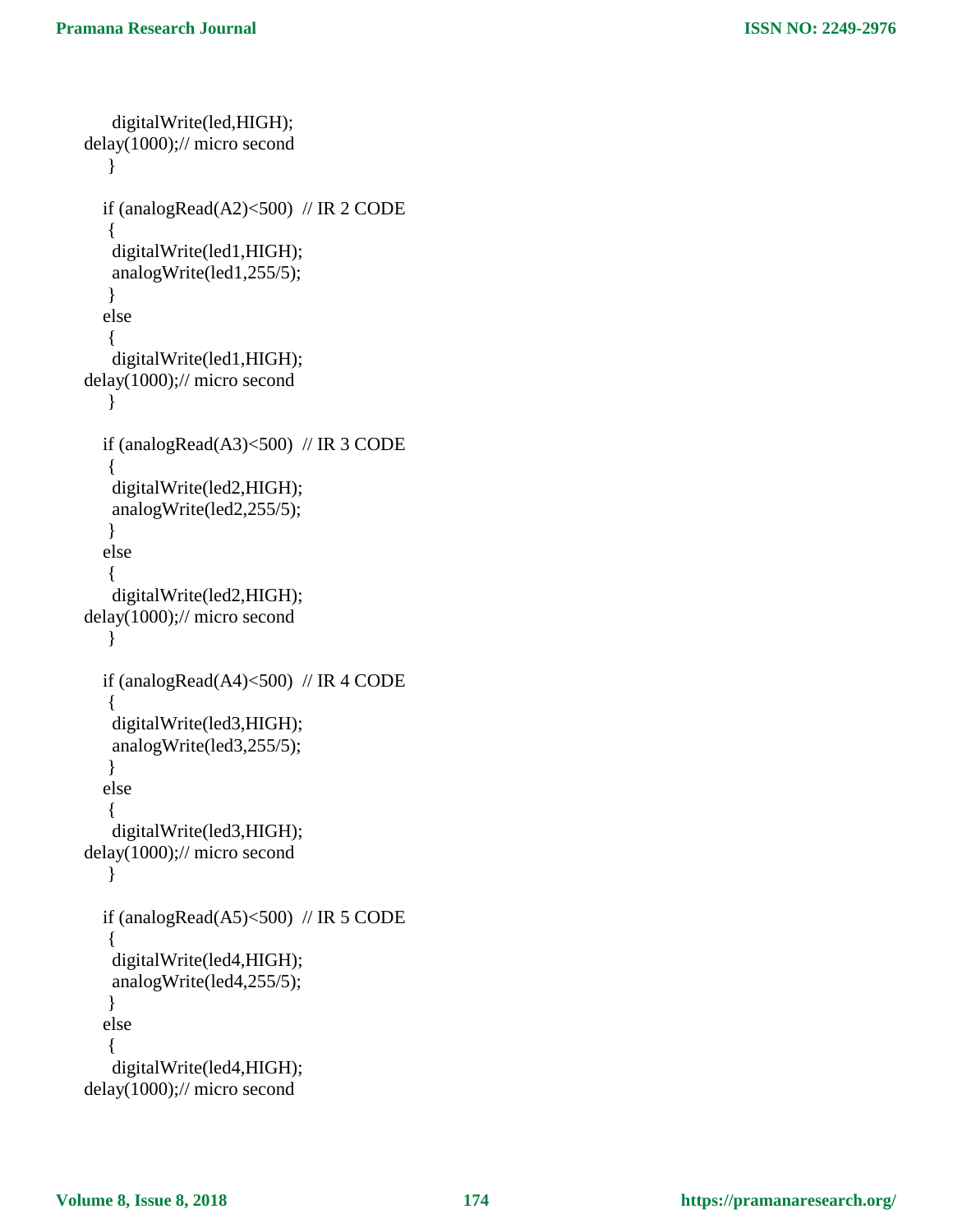```
      digitalWrite(led,HIGH);
delay(1000);// micro second
     }

    if (analogRead(A2)<500)  // IR 2 CODE
     {
      digitalWrite(led1,HIGH);
      analogWrite(led1,255/5);
     }
    else
     {
      digitalWrite(led1,HIGH);
delay(1000);// micro second
     }

    if (analogRead(A3)<500)  // IR 3 CODE
     {
      digitalWrite(led2,HIGH);
      analogWrite(led2,255/5);
     }
    else
     {
      digitalWrite(led2,HIGH);
delay(1000);// micro second
     }

    if (analogRead(A4)<500)  // IR 4 CODE
     {
      digitalWrite(led3,HIGH);
      analogWrite(led3,255/5);
     }
    else
     {
      digitalWrite(led3,HIGH);
delay(1000);// micro second
     }

    if (analogRead(A5)<500)  // IR 5 CODE
     {
      digitalWrite(led4,HIGH);
      analogWrite(led4,255/5);
     }
    else
     {
      digitalWrite(led4,HIGH);
delay(1000);// micro second
```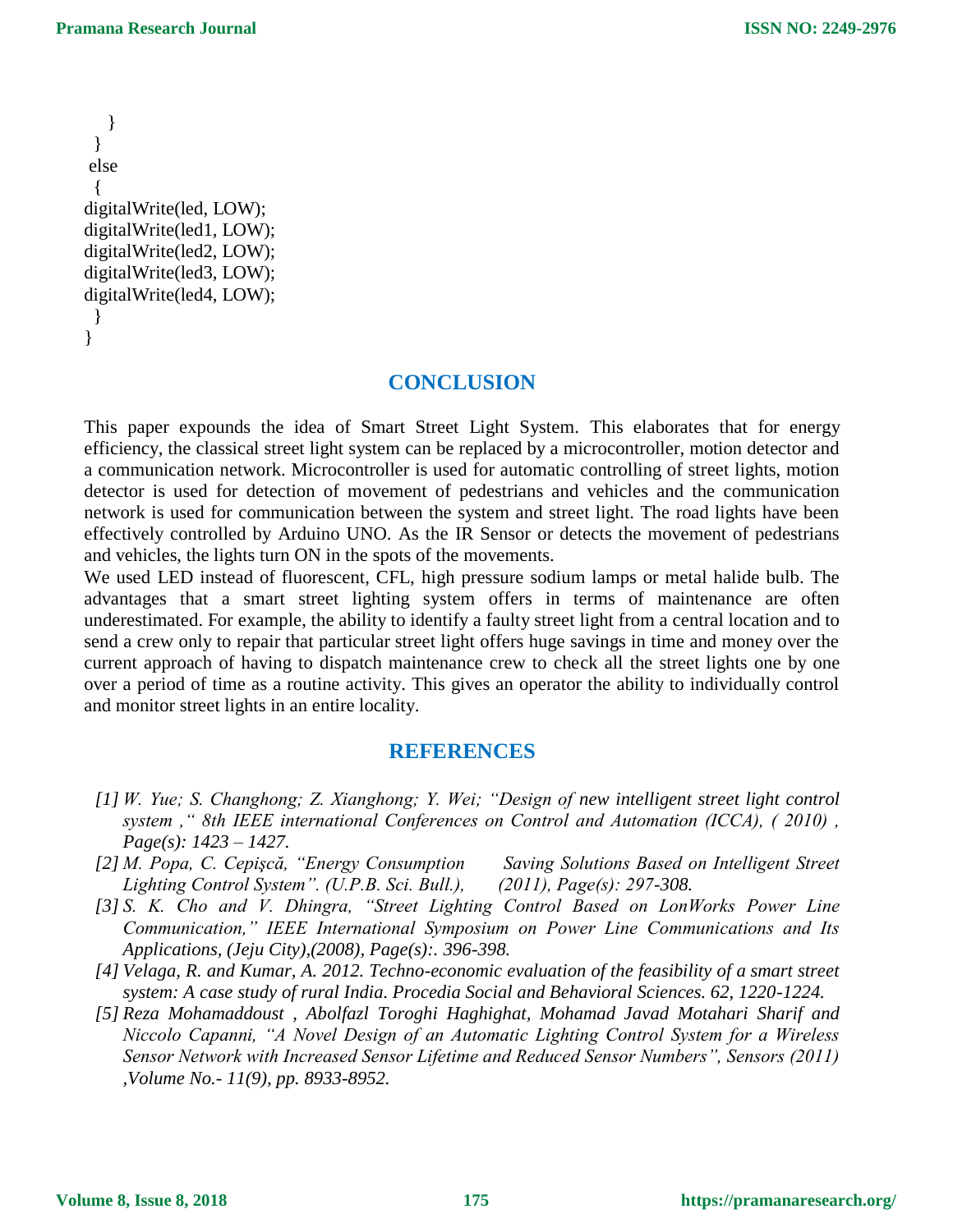```
    }
  }
 else
  {
digitalWrite(led, LOW);
digitalWrite(led1, LOW);
digitalWrite(led2, LOW);
digitalWrite(led3, LOW);
digitalWrite(led4, LOW);
  }
}
```

## CONCLUSION

This paper expounds the idea of Smart Street Light System. This elaborates that for energy efficiency, the classical street light system can be replaced by a microcontroller, motion detector and a communication network. Microcontroller is used for automatic controlling of street lights, motion detector is used for detection of movement of pedestrians and vehicles and the communication network is used for communication between the system and street light. The road lights have been effectively controlled by Arduino UNO. As the IR Sensor or detects the movement of pedestrians and vehicles, the lights turn ON in the spots of the movements.

We used LED instead of fluorescent, CFL, high pressure sodium lamps or metal halide bulb. The advantages that a smart street lighting system offers in terms of maintenance are often underestimated. For example, the ability to identify a faulty street light from a central location and to send a crew only to repair that particular street light offers huge savings in time and money over the current approach of having to dispatch maintenance crew to check all the street lights one by one over a period of time as a routine activity. This gives an operator the ability to individually control and monitor street lights in an entire locality.

## REFERENCES

*[1] W. Yue; S. Changhong; Z. Xianghong; Y. Wei; "Design of new intelligent street light control system ," 8th IEEE international Conferences on Control and Automation (ICCA), ( 2010) , Page(s): 1423 – 1427.*

*[2] M. Popa, C. Cepişcă, "Energy Consumption Saving Solutions Based on Intelligent Street Lighting Control System". (U.P.B. Sci. Bull.), (2011), Page(s): 297-308.*

*[3] S. K. Cho and V. Dhingra, "Street Lighting Control Based on LonWorks Power Line Communication," IEEE International Symposium on Power Line Communications and Its Applications, (Jeju City),(2008), Page(s):. 396-398.*

*[4] Velaga, R. and Kumar, A. 2012. Techno-economic evaluation of the feasibility of a smart street system: A case study of rural India. Procedia Social and Behavioral Sciences. 62, 1220-1224.*

*[5] Reza Mohamaddoust , Abolfazl Toroghi Haghighat, Mohamad Javad Motahari Sharif and Niccolo Capanni, "A Novel Design of an Automatic Lighting Control System for a Wireless Sensor Network with Increased Sensor Lifetime and Reduced Sensor Numbers", Sensors (2011) ,Volume No.- 11(9), pp. 8933-8952.*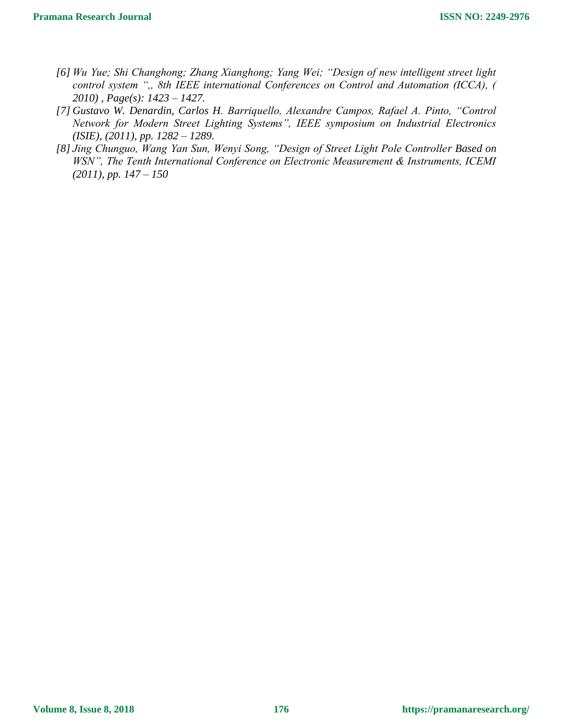*[6] Wu Yue; Shi Changhong; Zhang Xianghong; Yang Wei; "Design of new intelligent street light control system ",, 8th IEEE international Conferences on Control and Automation (ICCA), ( 2010) , Page(s): 1423 – 1427.*

*[7] Gustavo W. Denardin, Carlos H. Barriquello, Alexandre Campos, Rafael A. Pinto, "Control Network for Modern Street Lighting Systems", IEEE symposium on Industrial Electronics (ISIE), (2011), pp. 1282 – 1289.*

*[8] Jing Chunguo, Wang Yan Sun, Wenyi Song, "Design of Street Light Pole Controller Based on WSN", The Tenth International Conference on Electronic Measurement & Instruments, ICEMI (2011), pp. 147 – 150*